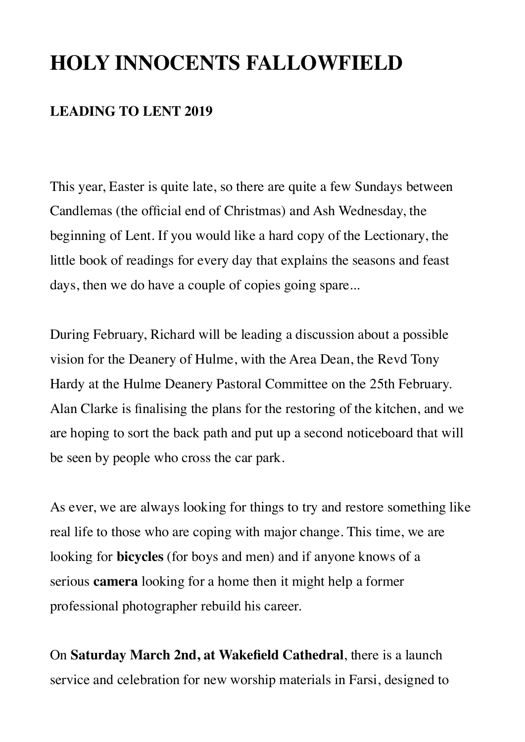# HOLY INNOCENTS FALLOWFIELD

## LEADING TO LENT 2019

This year, Easter is quite late, so there are quite a few Sundays between Candlemas (the official end of Christmas) and Ash Wednesday, the beginning of Lent. If you would like a hard copy of the Lectionary, the little book of readings for every day that explains the seasons and feast days, then we do have a couple of copies going spare...

During February, Richard will be leading a discussion about a possible vision for the Deanery of Hulme, with the Area Dean, the Revd Tony Hardy at the Hulme Deanery Pastoral Committee on the 25th February. Alan Clarke is finalising the plans for the restoring of the kitchen, and we are hoping to sort the back path and put up a second noticeboard that will be seen by people who cross the car park.

As ever, we are always looking for things to try and restore something like real life to those who are coping with major change. This time, we are looking for **bicycles** (for boys and men) and if anyone knows of a serious **camera** looking for a home then it might help a former professional photographer rebuild his career.

On **Saturday March 2nd, at Wakefield Cathedral**, there is a launch service and celebration for new worship materials in Farsi, designed to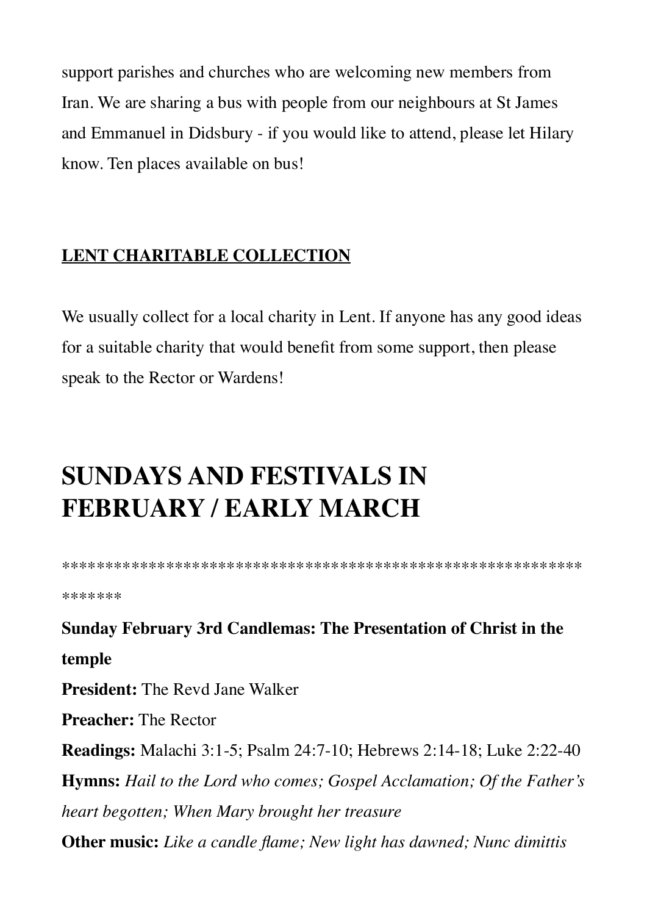support parishes and churches who are welcoming new members from Iran. We are sharing a bus with people from our neighbours at St James and Emmanuel in Didsbury - if you would like to attend, please let Hilary know. Ten places available on bus!

**LENT CHARITABLE COLLECTION**

We usually collect for a local charity in Lent. If anyone has any good ideas for a suitable charity that would benefit from some support, then please speak to the Rector or Wardens!

# SUNDAYS AND FESTIVALS IN FEBRUARY / EARLY MARCH

*****************************************************************

**Sunday February 3rd Candlemas: The Presentation of Christ in the temple**

**President:** The Revd Jane Walker

**Preacher:** The Rector

**Readings:** Malachi 3:1-5; Psalm 24:7-10; Hebrews 2:14-18; Luke 2:22-40

**Hymns:** *Hail to the Lord who comes; Gospel Acclamation; Of the Father's heart begotten; When Mary brought her treasure*

**Other music:** *Like a candle flame; New light has dawned; Nunc dimittis*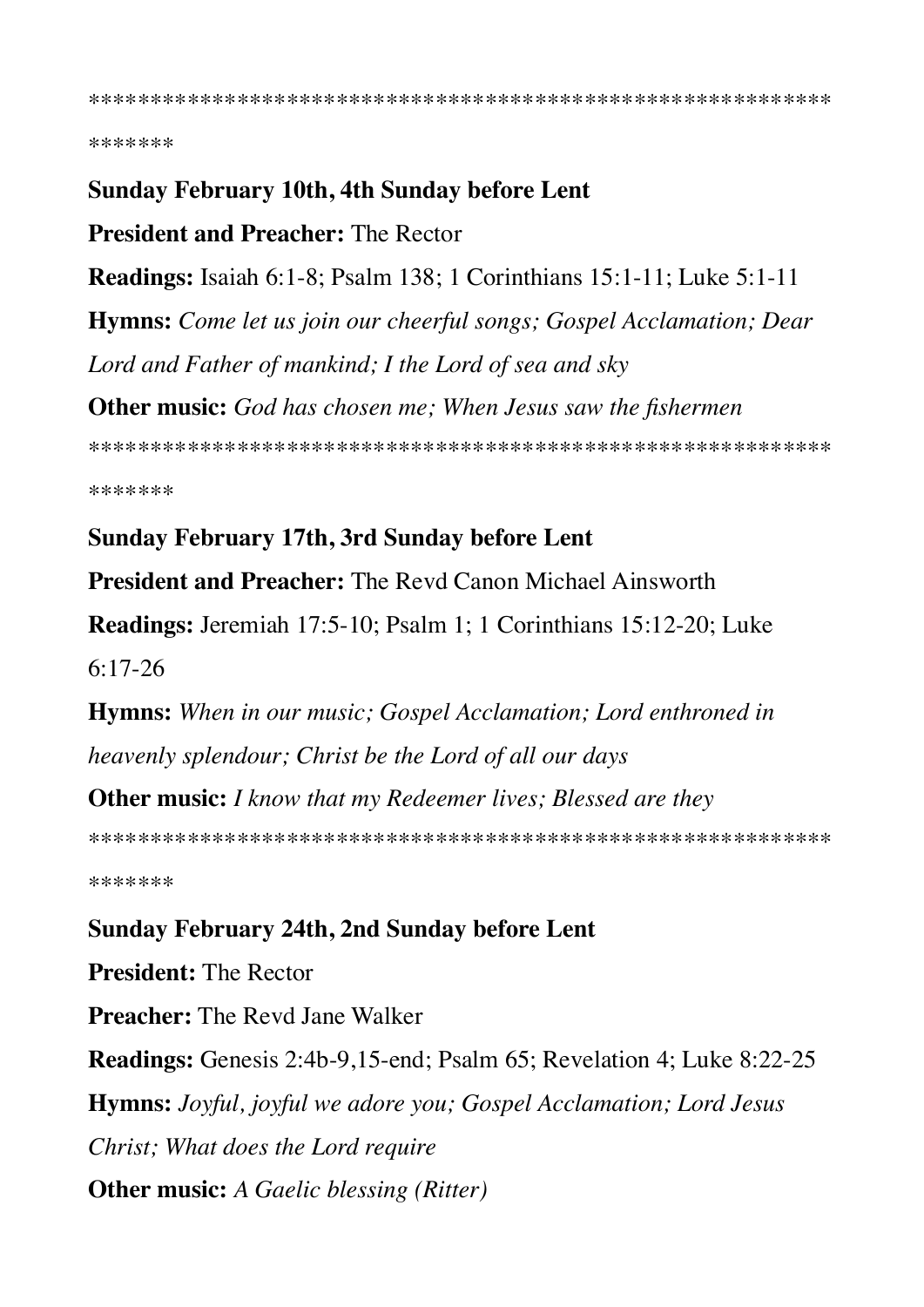****************************************************************

Sunday February 10th, 4th Sunday before Lent**

**President and Preacher:** The Rector

**Readings:** Isaiah 6:1-8; Psalm 138; 1 Corinthians 15:1-11; Luke 5:1-11

**Hymns:** *Come let us join our cheerful songs; Gospel Acclamation; Dear Lord and Father of mankind; I the Lord of sea and sky*

**Other music:** *God has chosen me; When Jesus saw the fishermen*

****************************************************************

Sunday February 17th, 3rd Sunday before Lent**

**President and Preacher:** The Revd Canon Michael Ainsworth

**Readings:** Jeremiah 17:5-10; Psalm 1; 1 Corinthians 15:12-20; Luke 6:17-26

**Hymns:** *When in our music; Gospel Acclamation; Lord enthroned in heavenly splendour; Christ be the Lord of all our days*

**Other music:** *I know that my Redeemer lives; Blessed are they*

****************************************************************

Sunday February 24th, 2nd Sunday before Lent**

**President:** The Rector

**Preacher:** The Revd Jane Walker

**Readings:** Genesis 2:4b-9,15-end; Psalm 65; Revelation 4; Luke 8:22-25

**Hymns:** *Joyful, joyful we adore you; Gospel Acclamation; Lord Jesus Christ; What does the Lord require*

**Other music:** *A Gaelic blessing (Ritter)*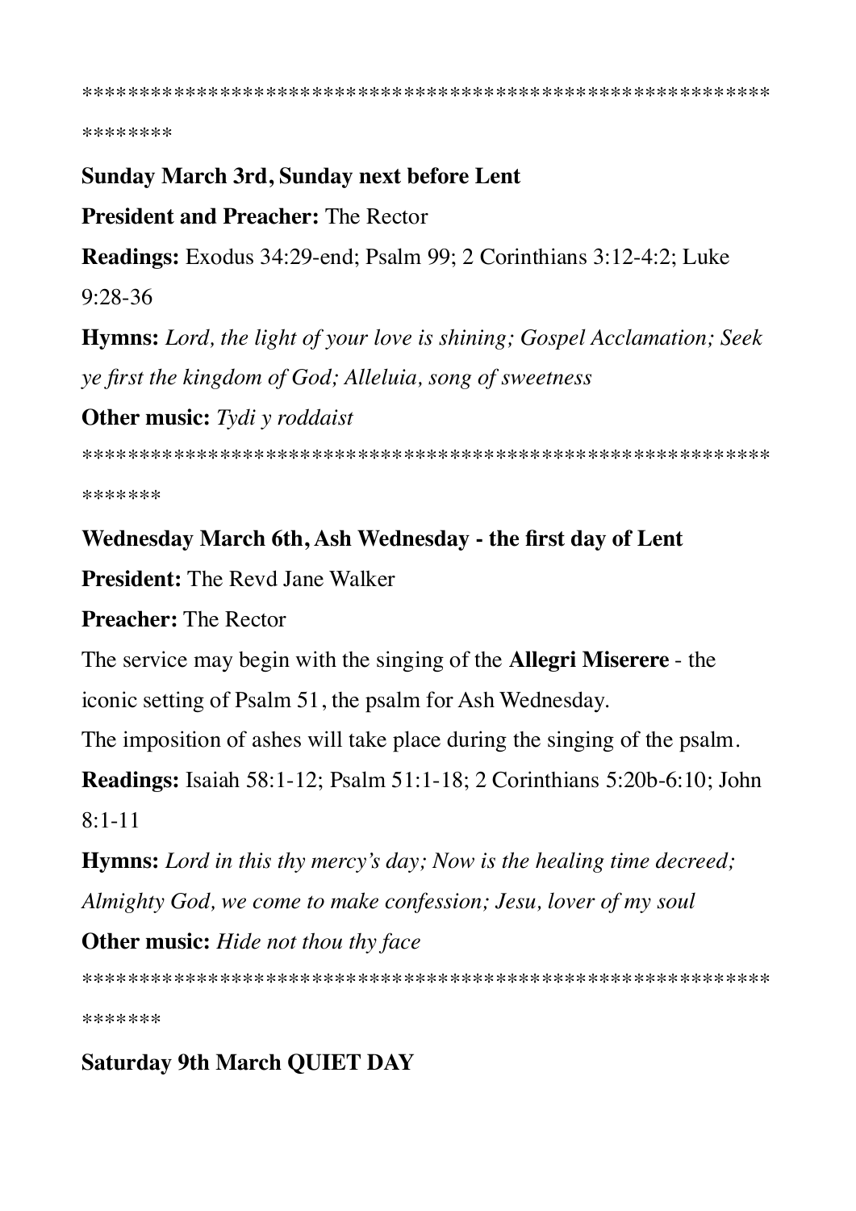****************************************************************
********

**Sunday March 3rd, Sunday next before Lent**

**President and Preacher:** The Rector

**Readings:** Exodus 34:29-end; Psalm 99; 2 Corinthians 3:12-4:2; Luke 9:28-36

**Hymns:** *Lord, the light of your love is shining; Gospel Acclamation; Seek ye first the kingdom of God; Alleluia, song of sweetness*

**Other music:** *Tydi y roddaist*

****************************************************************
*******

**Wednesday March 6th, Ash Wednesday - the first day of Lent**

**President:** The Revd Jane Walker

**Preacher:** The Rector

The service may begin with the singing of the **Allegri Miserere** - the iconic setting of Psalm 51, the psalm for Ash Wednesday.

The imposition of ashes will take place during the singing of the psalm.

**Readings:** Isaiah 58:1-12; Psalm 51:1-18; 2 Corinthians 5:20b-6:10; John 8:1-11

**Hymns:** *Lord in this thy mercy's day; Now is the healing time decreed; Almighty God, we come to make confession; Jesu, lover of my soul*

**Other music:** *Hide not thou thy face*

****************************************************************
*******

**Saturday 9th March QUIET DAY**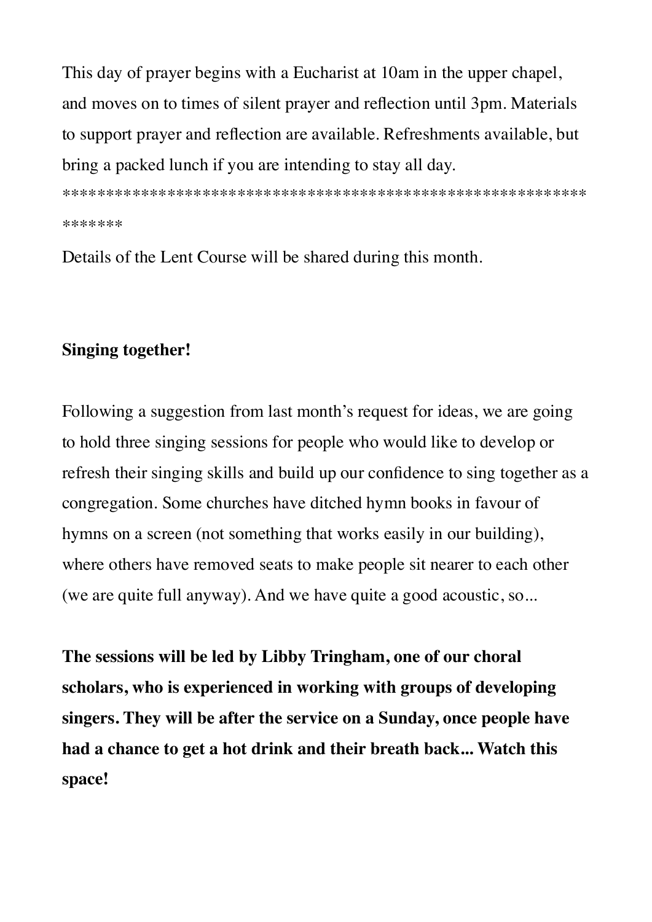This day of prayer begins with a Eucharist at 10am in the upper chapel, and moves on to times of silent prayer and reflection until 3pm. Materials to support prayer and reflection are available. Refreshments available, but bring a packed lunch if you are intending to stay all day.

*******************************************************************

Details of the Lent Course will be shared during this month.

**Singing together!**

Following a suggestion from last month's request for ideas, we are going to hold three singing sessions for people who would like to develop or refresh their singing skills and build up our confidence to sing together as a congregation. Some churches have ditched hymn books in favour of hymns on a screen (not something that works easily in our building), where others have removed seats to make people sit nearer to each other (we are quite full anyway). And we have quite a good acoustic, so...

**The sessions will be led by Libby Tringham, one of our choral scholars, who is experienced in working with groups of developing singers. They will be after the service on a Sunday, once people have had a chance to get a hot drink and their breath back... Watch this space!**